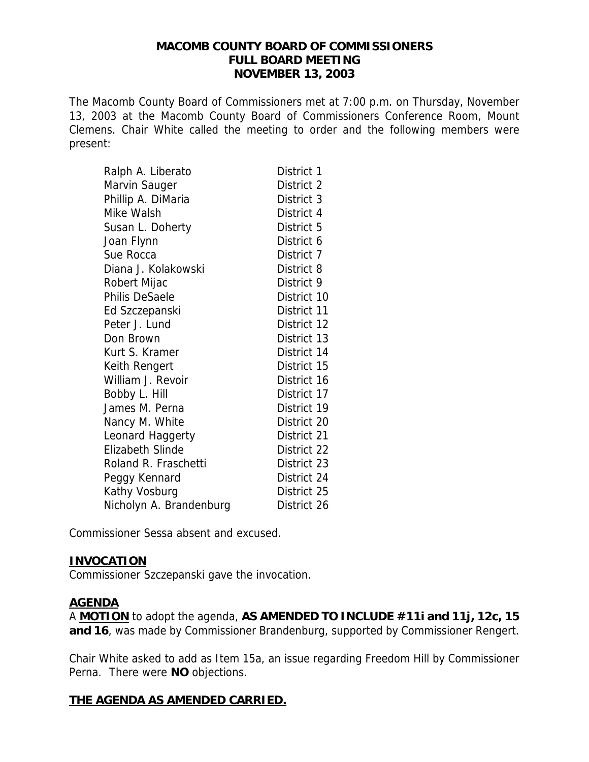# MACOMB COUNTY BOARD OF COMMISSIONERS
## FULL BOARD MEETING
## NOVEMBER 13, 2003

The Macomb County Board of Commissioners met at 7:00 p.m. on Thursday, November 13, 2003 at the Macomb County Board of Commissioners Conference Room, Mount Clemens. Chair White called the meeting to order and the following members were present:

| | |
|---|---|
| Ralph A. Liberato | District 1 |
| Marvin Sauger | District 2 |
| Phillip A. DiMaria | District 3 |
| Mike Walsh | District 4 |
| Susan L. Doherty | District 5 |
| Joan Flynn | District 6 |
| Sue Rocca | District 7 |
| Diana J. Kolakowski | District 8 |
| Robert Mijac | District 9 |
| Philis DeSaele | District 10 |
| Ed Szczepanski | District 11 |
| Peter J. Lund | District 12 |
| Don Brown | District 13 |
| Kurt S. Kramer | District 14 |
| Keith Rengert | District 15 |
| William J. Revoir | District 16 |
| Bobby L. Hill | District 17 |
| James M. Perna | District 19 |
| Nancy M. White | District 20 |
| Leonard Haggerty | District 21 |
| Elizabeth Slinde | District 22 |
| Roland R. Fraschetti | District 23 |
| Peggy Kennard | District 24 |
| Kathy Vosburg | District 25 |
| Nicholyn A. Brandenburg | District 26 |

Commissioner Sessa absent and excused.

**INVOCATION**

Commissioner Szczepanski gave the invocation.

**AGENDA**

A **MOTION** to adopt the agenda, **AS AMENDED TO INCLUDE #11i and 11j, 12c, 15 and 16**, was made by Commissioner Brandenburg, supported by Commissioner Rengert.

Chair White asked to add as Item 15a, an issue regarding Freedom Hill by Commissioner Perna. There were **NO** objections.

**THE AGENDA AS AMENDED CARRIED.**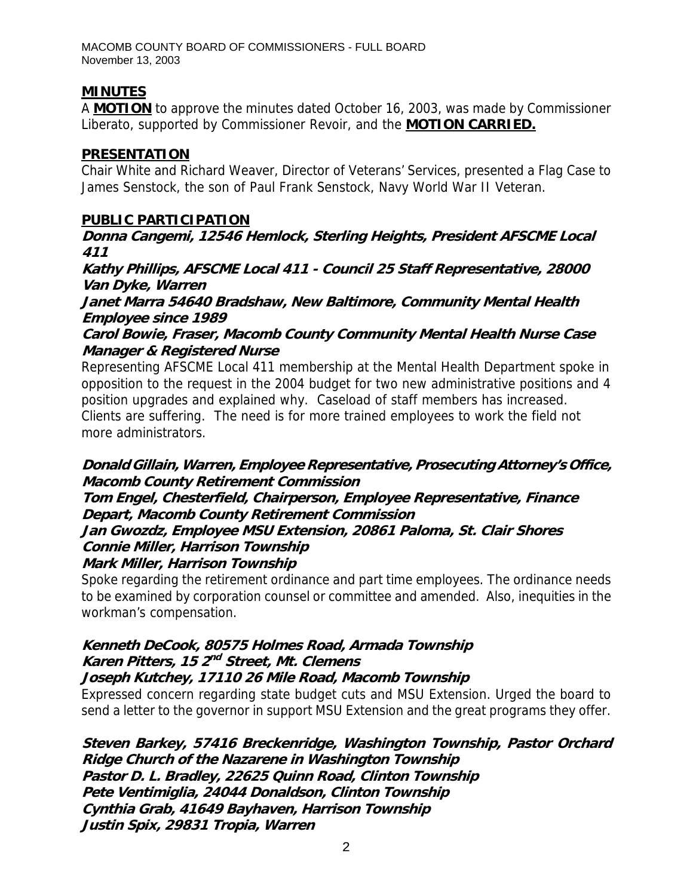## MINUTES

A **MOTION** to approve the minutes dated October 16, 2003, was made by Commissioner Liberato, supported by Commissioner Revoir, and the **MOTION CARRIED.**

## PRESENTATION

Chair White and Richard Weaver, Director of Veterans' Services, presented a Flag Case to James Senstock, the son of Paul Frank Senstock, Navy World War II Veteran.

## PUBLIC PARTICIPATION

***Donna Cangemi, 12546 Hemlock, Sterling Heights, President AFSCME Local 411***
***Kathy Phillips, AFSCME Local 411 - Council 25 Staff Representative, 28000 Van Dyke, Warren***
***Janet Marra 54640 Bradshaw, New Baltimore, Community Mental Health Employee since 1989***
***Carol Bowie, Fraser, Macomb County Community Mental Health Nurse Case Manager & Registered Nurse***

Representing AFSCME Local 411 membership at the Mental Health Department spoke in opposition to the request in the 2004 budget for two new administrative positions and 4 position upgrades and explained why. Caseload of staff members has increased. Clients are suffering. The need is for more trained employees to work the field not more administrators.

***Donald Gillain, Warren, Employee Representative, Prosecuting Attorney's Office, Macomb County Retirement Commission***
***Tom Engel, Chesterfield, Chairperson, Employee Representative, Finance Depart, Macomb County Retirement Commission***
***Jan Gwozdz, Employee MSU Extension, 20861 Paloma, St. Clair Shores***
***Connie Miller, Harrison Township***
***Mark Miller, Harrison Township***

Spoke regarding the retirement ordinance and part time employees. The ordinance needs to be examined by corporation counsel or committee and amended. Also, inequities in the workman's compensation.

***Kenneth DeCook, 80575 Holmes Road, Armada Township***
***Karen Pitters, 15 2nd Street, Mt. Clemens***
***Joseph Kutchey, 17110 26 Mile Road, Macomb Township***

Expressed concern regarding state budget cuts and MSU Extension. Urged the board to send a letter to the governor in support MSU Extension and the great programs they offer.

***Steven Barkey, 57416 Breckenridge, Washington Township, Pastor Orchard Ridge Church of the Nazarene in Washington Township***
***Pastor D. L. Bradley, 22625 Quinn Road, Clinton Township***
***Pete Ventimiglia, 24044 Donaldson, Clinton Township***
***Cynthia Grab, 41649 Bayhaven, Harrison Township***
***Justin Spix, 29831 Tropia, Warren***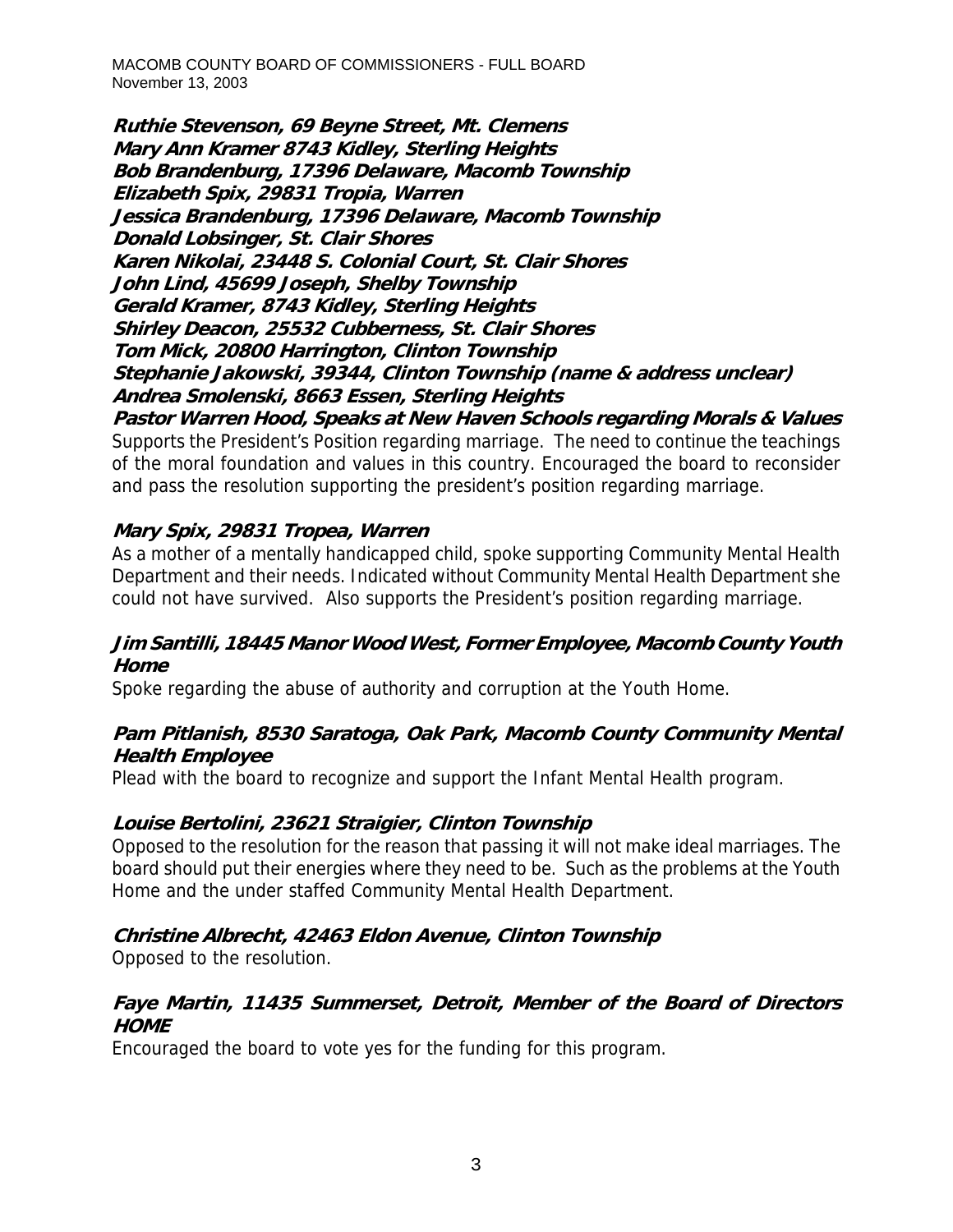**Ruthie Stevenson, 69 Beyne Street, Mt. Clemens**
**Mary Ann Kramer 8743 Kidley, Sterling Heights**
**Bob Brandenburg, 17396 Delaware, Macomb Township**
**Elizabeth Spix, 29831 Tropia, Warren**
**Jessica Brandenburg, 17396 Delaware, Macomb Township**
**Donald Lobsinger, St. Clair Shores**
**Karen Nikolai, 23448 S. Colonial Court, St. Clair Shores**
**John Lind, 45699 Joseph, Shelby Township**
**Gerald Kramer, 8743 Kidley, Sterling Heights**
**Shirley Deacon, 25532 Cubberness, St. Clair Shores**
**Tom Mick, 20800 Harrington, Clinton Township**
**Stephanie Jakowski, 39344, Clinton Township (name & address unclear)**
**Andrea Smolenski, 8663 Essen, Sterling Heights**
**Pastor Warren Hood, Speaks at New Haven Schools regarding Morals & Values**
Supports the President's Position regarding marriage. The need to continue the teachings of the moral foundation and values in this country. Encouraged the board to reconsider and pass the resolution supporting the president's position regarding marriage.

**Mary Spix, 29831 Tropea, Warren**
As a mother of a mentally handicapped child, spoke supporting Community Mental Health Department and their needs. Indicated without Community Mental Health Department she could not have survived. Also supports the President's position regarding marriage.

**Jim Santilli, 18445 Manor Wood West, Former Employee, Macomb County Youth Home**
Spoke regarding the abuse of authority and corruption at the Youth Home.

**Pam Pitlanish, 8530 Saratoga, Oak Park, Macomb County Community Mental Health Employee**
Plead with the board to recognize and support the Infant Mental Health program.

**Louise Bertolini, 23621 Straigier, Clinton Township**
Opposed to the resolution for the reason that passing it will not make ideal marriages. The board should put their energies where they need to be. Such as the problems at the Youth Home and the under staffed Community Mental Health Department.

**Christine Albrecht, 42463 Eldon Avenue, Clinton Township**
Opposed to the resolution.

**Faye Martin, 11435 Summerset, Detroit, Member of the Board of Directors HOME**
Encouraged the board to vote yes for the funding for this program.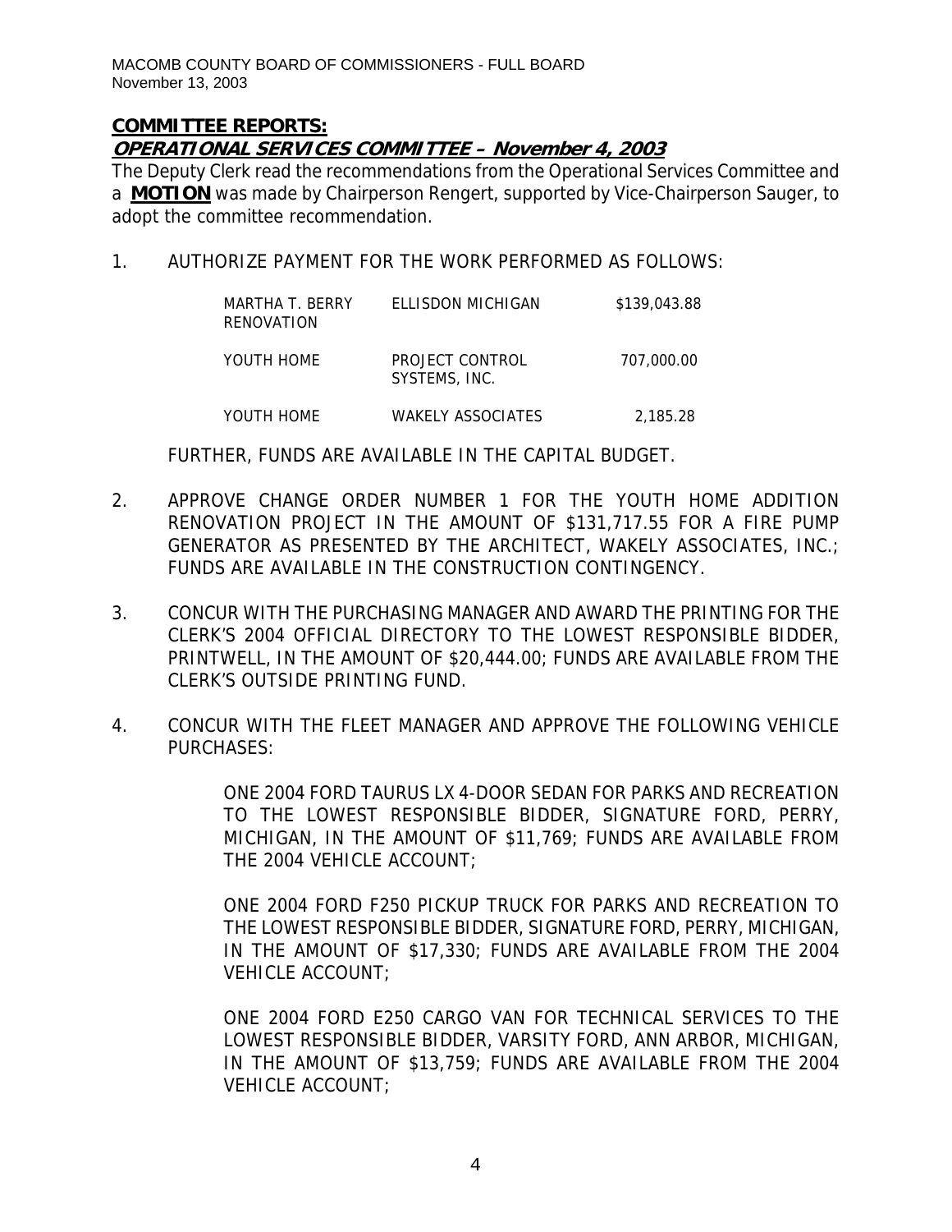## COMMITTEE REPORTS:

### OPERATIONAL SERVICES COMMITTEE – November 4, 2003

The Deputy Clerk read the recommendations from the Operational Services Committee and a **MOTION** was made by Chairperson Rengert, supported by Vice-Chairperson Sauger, to adopt the committee recommendation.

1. AUTHORIZE PAYMENT FOR THE WORK PERFORMED AS FOLLOWS:

| | | |
|---|---|---|
| MARTHA T. BERRY RENOVATION | ELLISDON MICHIGAN | \$139,043.88 |
| YOUTH HOME | PROJECT CONTROL SYSTEMS, INC. | 707,000.00 |
| YOUTH HOME | WAKELY ASSOCIATES | 2,185.28 |

FURTHER, FUNDS ARE AVAILABLE IN THE CAPITAL BUDGET.

2. APPROVE CHANGE ORDER NUMBER 1 FOR THE YOUTH HOME ADDITION RENOVATION PROJECT IN THE AMOUNT OF \$131,717.55 FOR A FIRE PUMP GENERATOR AS PRESENTED BY THE ARCHITECT, WAKELY ASSOCIATES, INC.; FUNDS ARE AVAILABLE IN THE CONSTRUCTION CONTINGENCY.

3. CONCUR WITH THE PURCHASING MANAGER AND AWARD THE PRINTING FOR THE CLERK'S 2004 OFFICIAL DIRECTORY TO THE LOWEST RESPONSIBLE BIDDER, PRINTWELL, IN THE AMOUNT OF \$20,444.00; FUNDS ARE AVAILABLE FROM THE CLERK'S OUTSIDE PRINTING FUND.

4. CONCUR WITH THE FLEET MANAGER AND APPROVE THE FOLLOWING VEHICLE PURCHASES:

   ONE 2004 FORD TAURUS LX 4-DOOR SEDAN FOR PARKS AND RECREATION TO THE LOWEST RESPONSIBLE BIDDER, SIGNATURE FORD, PERRY, MICHIGAN, IN THE AMOUNT OF \$11,769; FUNDS ARE AVAILABLE FROM THE 2004 VEHICLE ACCOUNT;

   ONE 2004 FORD F250 PICKUP TRUCK FOR PARKS AND RECREATION TO THE LOWEST RESPONSIBLE BIDDER, SIGNATURE FORD, PERRY, MICHIGAN, IN THE AMOUNT OF \$17,330; FUNDS ARE AVAILABLE FROM THE 2004 VEHICLE ACCOUNT;

   ONE 2004 FORD E250 CARGO VAN FOR TECHNICAL SERVICES TO THE LOWEST RESPONSIBLE BIDDER, VARSITY FORD, ANN ARBOR, MICHIGAN, IN THE AMOUNT OF \$13,759; FUNDS ARE AVAILABLE FROM THE 2004 VEHICLE ACCOUNT;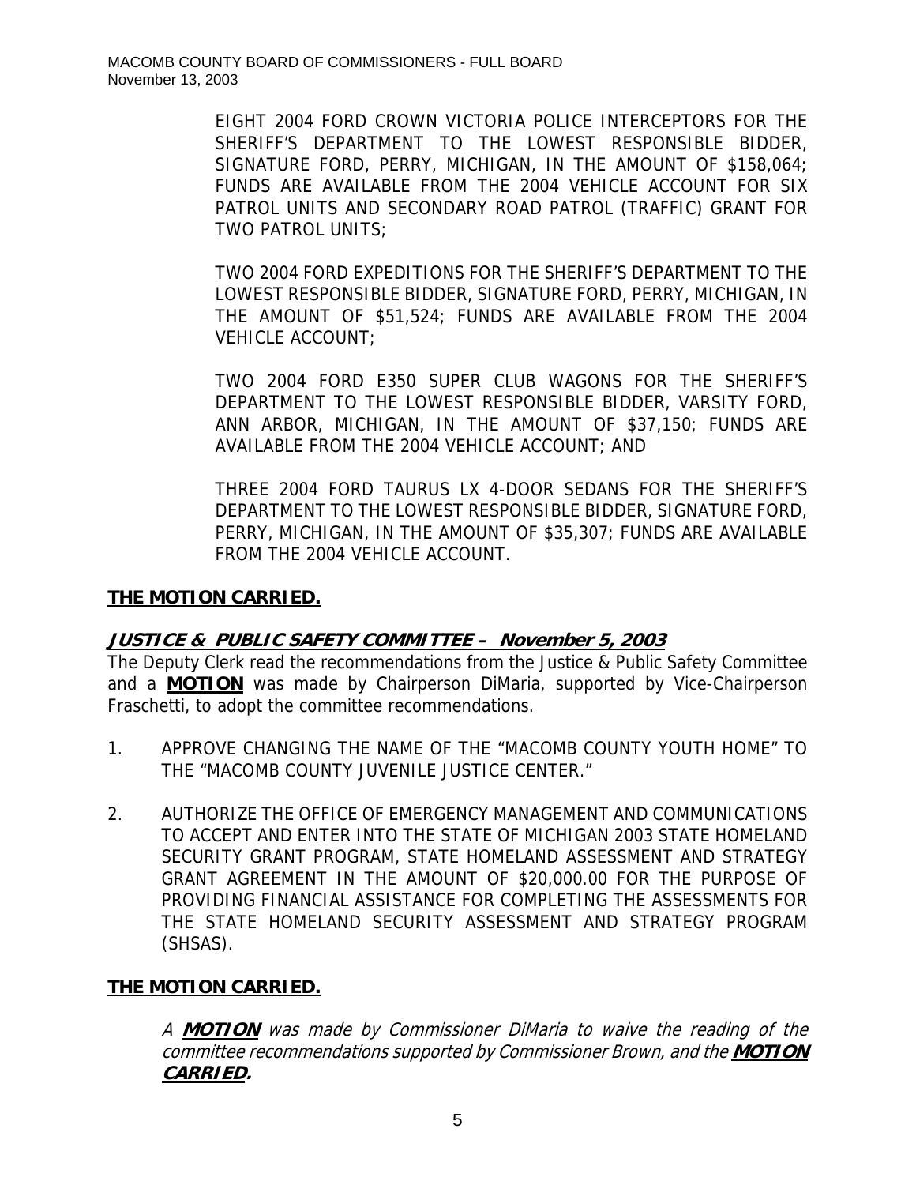EIGHT 2004 FORD CROWN VICTORIA POLICE INTERCEPTORS FOR THE SHERIFF'S DEPARTMENT TO THE LOWEST RESPONSIBLE BIDDER, SIGNATURE FORD, PERRY, MICHIGAN, IN THE AMOUNT OF $158,064; FUNDS ARE AVAILABLE FROM THE 2004 VEHICLE ACCOUNT FOR SIX PATROL UNITS AND SECONDARY ROAD PATROL (TRAFFIC) GRANT FOR TWO PATROL UNITS;

TWO 2004 FORD EXPEDITIONS FOR THE SHERIFF'S DEPARTMENT TO THE LOWEST RESPONSIBLE BIDDER, SIGNATURE FORD, PERRY, MICHIGAN, IN THE AMOUNT OF $51,524; FUNDS ARE AVAILABLE FROM THE 2004 VEHICLE ACCOUNT;

TWO 2004 FORD E350 SUPER CLUB WAGONS FOR THE SHERIFF'S DEPARTMENT TO THE LOWEST RESPONSIBLE BIDDER, VARSITY FORD, ANN ARBOR, MICHIGAN, IN THE AMOUNT OF $37,150; FUNDS ARE AVAILABLE FROM THE 2004 VEHICLE ACCOUNT; AND

THREE 2004 FORD TAURUS LX 4-DOOR SEDANS FOR THE SHERIFF'S DEPARTMENT TO THE LOWEST RESPONSIBLE BIDDER, SIGNATURE FORD, PERRY, MICHIGAN, IN THE AMOUNT OF $35,307; FUNDS ARE AVAILABLE FROM THE 2004 VEHICLE ACCOUNT.

**THE MOTION CARRIED.**

## JUSTICE & PUBLIC SAFETY COMMITTEE – November 5, 2003

The Deputy Clerk read the recommendations from the Justice & Public Safety Committee and a **MOTION** was made by Chairperson DiMaria, supported by Vice-Chairperson Fraschetti, to adopt the committee recommendations.

1. APPROVE CHANGING THE NAME OF THE "MACOMB COUNTY YOUTH HOME" TO THE "MACOMB COUNTY JUVENILE JUSTICE CENTER."

2. AUTHORIZE THE OFFICE OF EMERGENCY MANAGEMENT AND COMMUNICATIONS TO ACCEPT AND ENTER INTO THE STATE OF MICHIGAN 2003 STATE HOMELAND SECURITY GRANT PROGRAM, STATE HOMELAND ASSESSMENT AND STRATEGY GRANT AGREEMENT IN THE AMOUNT OF $20,000.00 FOR THE PURPOSE OF PROVIDING FINANCIAL ASSISTANCE FOR COMPLETING THE ASSESSMENTS FOR THE STATE HOMELAND SECURITY ASSESSMENT AND STRATEGY PROGRAM (SHSAS).

**THE MOTION CARRIED.**

*A **MOTION** was made by Commissioner DiMaria to waive the reading of the committee recommendations supported by Commissioner Brown, and the **MOTION CARRIED**.*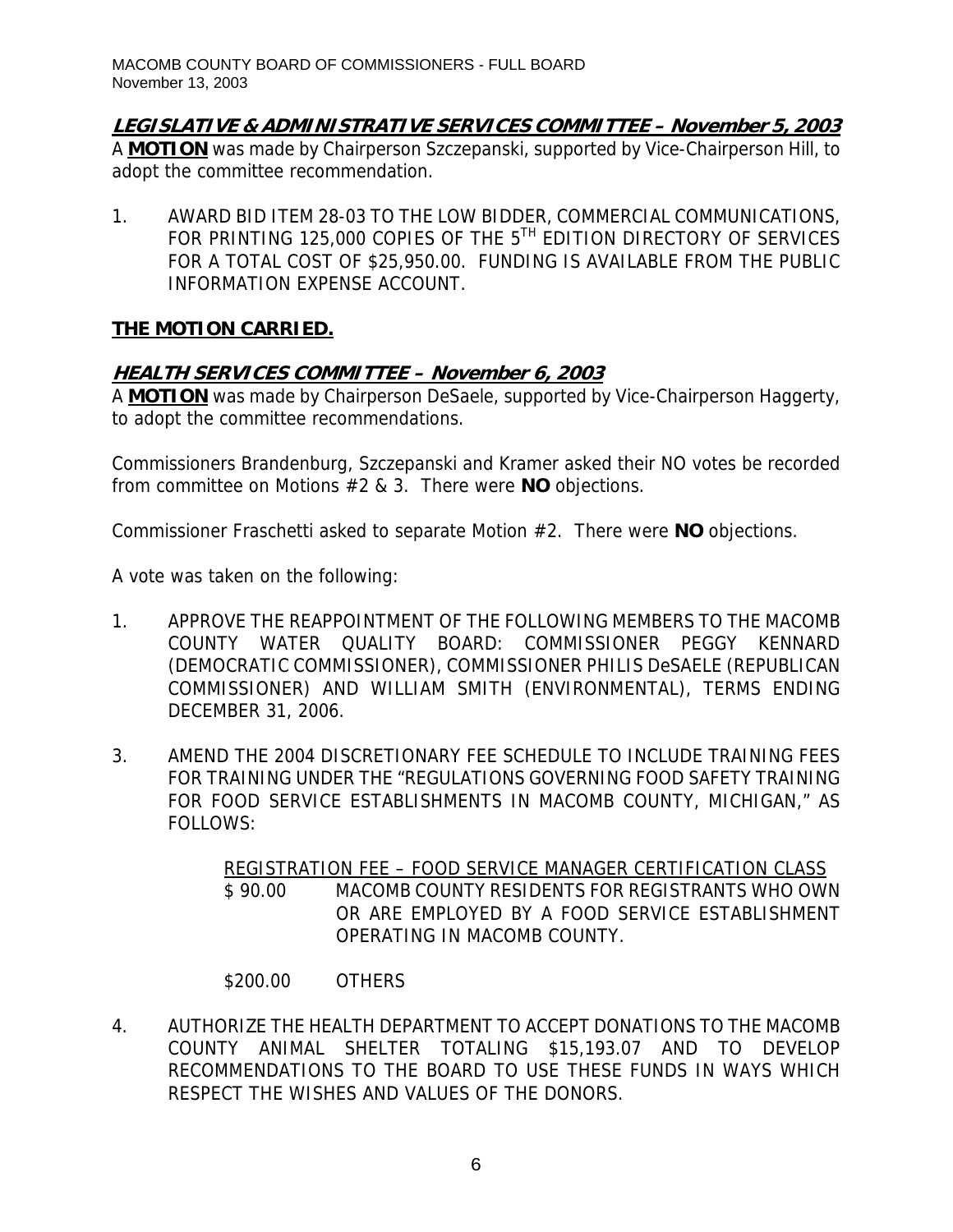## ***LEGISLATIVE & ADMINISTRATIVE SERVICES COMMITTEE – November 5, 2003***

A **MOTION** was made by Chairperson Szczepanski, supported by Vice-Chairperson Hill, to adopt the committee recommendation.

1. AWARD BID ITEM 28-03 TO THE LOW BIDDER, COMMERCIAL COMMUNICATIONS, FOR PRINTING 125,000 COPIES OF THE 5TH EDITION DIRECTORY OF SERVICES FOR A TOTAL COST OF $25,950.00. FUNDING IS AVAILABLE FROM THE PUBLIC INFORMATION EXPENSE ACCOUNT.

**THE MOTION CARRIED.**

## ***HEALTH SERVICES COMMITTEE – November 6, 2003***

A **MOTION** was made by Chairperson DeSaele, supported by Vice-Chairperson Haggerty, to adopt the committee recommendations.

Commissioners Brandenburg, Szczepanski and Kramer asked their NO votes be recorded from committee on Motions #2 & 3. There were **NO** objections.

Commissioner Fraschetti asked to separate Motion #2. There were **NO** objections.

A vote was taken on the following:

1. APPROVE THE REAPPOINTMENT OF THE FOLLOWING MEMBERS TO THE MACOMB COUNTY WATER QUALITY BOARD: COMMISSIONER PEGGY KENNARD (DEMOCRATIC COMMISSIONER), COMMISSIONER PHILIS DeSAELE (REPUBLICAN COMMISSIONER) AND WILLIAM SMITH (ENVIRONMENTAL), TERMS ENDING DECEMBER 31, 2006.

3. AMEND THE 2004 DISCRETIONARY FEE SCHEDULE TO INCLUDE TRAINING FEES FOR TRAINING UNDER THE "REGULATIONS GOVERNING FOOD SAFETY TRAINING FOR FOOD SERVICE ESTABLISHMENTS IN MACOMB COUNTY, MICHIGAN," AS FOLLOWS:

   REGISTRATION FEE – FOOD SERVICE MANAGER CERTIFICATION CLASS

   $ 90.00 MACOMB COUNTY RESIDENTS FOR REGISTRANTS WHO OWN OR ARE EMPLOYED BY A FOOD SERVICE ESTABLISHMENT OPERATING IN MACOMB COUNTY.

   $200.00 OTHERS

4. AUTHORIZE THE HEALTH DEPARTMENT TO ACCEPT DONATIONS TO THE MACOMB COUNTY ANIMAL SHELTER TOTALING $15,193.07 AND TO DEVELOP RECOMMENDATIONS TO THE BOARD TO USE THESE FUNDS IN WAYS WHICH RESPECT THE WISHES AND VALUES OF THE DONORS.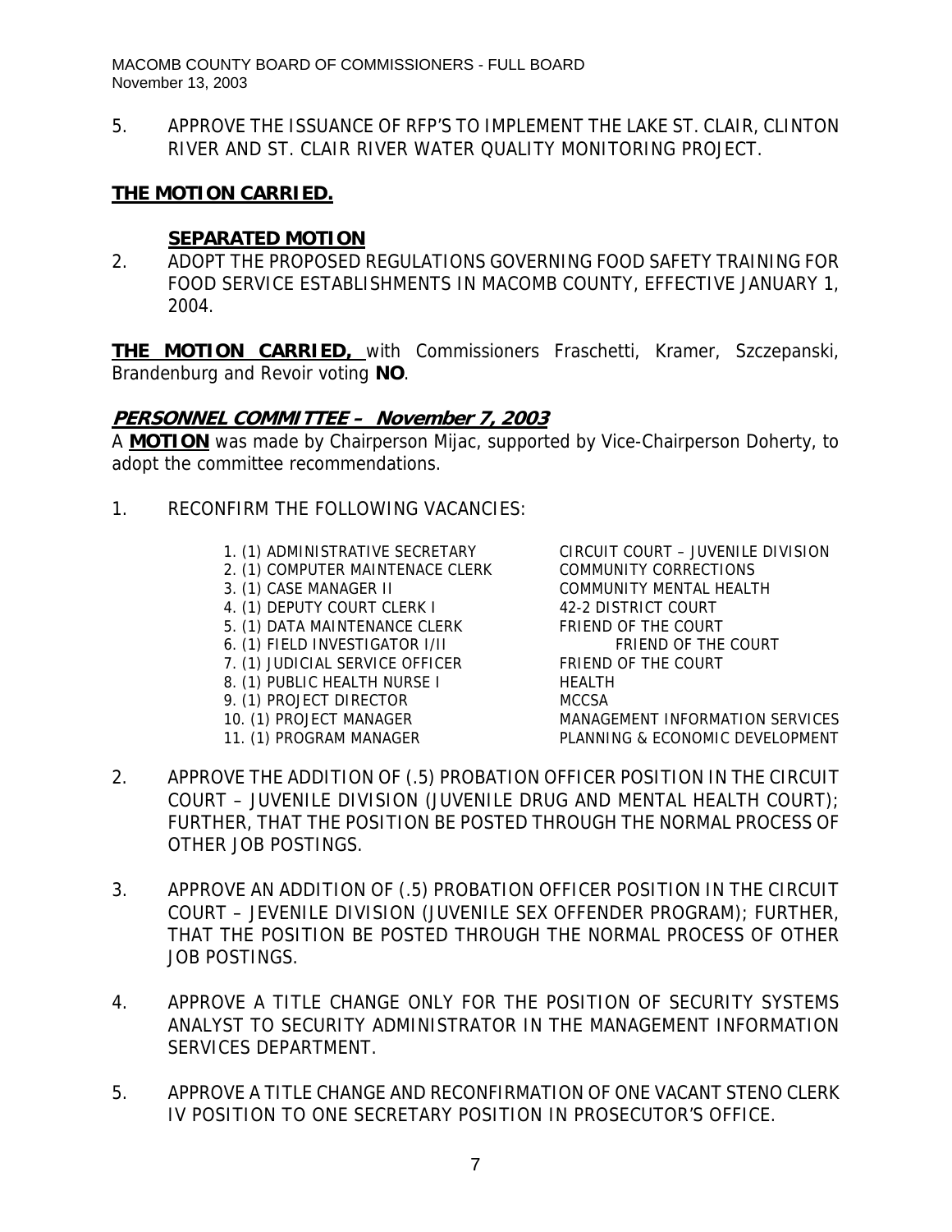5. APPROVE THE ISSUANCE OF RFP'S TO IMPLEMENT THE LAKE ST. CLAIR, CLINTON RIVER AND ST. CLAIR RIVER WATER QUALITY MONITORING PROJECT.

**THE MOTION CARRIED.**

**SEPARATED MOTION**

2. ADOPT THE PROPOSED REGULATIONS GOVERNING FOOD SAFETY TRAINING FOR FOOD SERVICE ESTABLISHMENTS IN MACOMB COUNTY, EFFECTIVE JANUARY 1, 2004.

**THE MOTION CARRIED,** with Commissioners Fraschetti, Kramer, Szczepanski, Brandenburg and Revoir voting **NO**.

## *PERSONNEL COMMITTEE – November 7, 2003*

A **MOTION** was made by Chairperson Mijac, supported by Vice-Chairperson Doherty, to adopt the committee recommendations.

1. RECONFIRM THE FOLLOWING VACANCIES:

| Position | Department |
|---|---|
| 1. (1) ADMINISTRATIVE SECRETARY | CIRCUIT COURT – JUVENILE DIVISION |
| 2. (1) COMPUTER MAINTENACE CLERK | COMMUNITY CORRECTIONS |
| 3. (1) CASE MANAGER II | COMMUNITY MENTAL HEALTH |
| 4. (1) DEPUTY COURT CLERK I | 42-2 DISTRICT COURT |
| 5. (1) DATA MAINTENANCE CLERK | FRIEND OF THE COURT |
| 6. (1) FIELD INVESTIGATOR I/II | FRIEND OF THE COURT |
| 7. (1) JUDICIAL SERVICE OFFICER | FRIEND OF THE COURT |
| 8. (1) PUBLIC HEALTH NURSE I | HEALTH |
| 9. (1) PROJECT DIRECTOR | MCCSA |
| 10. (1) PROJECT MANAGER | MANAGEMENT INFORMATION SERVICES |
| 11. (1) PROGRAM MANAGER | PLANNING & ECONOMIC DEVELOPMENT |

2. APPROVE THE ADDITION OF (.5) PROBATION OFFICER POSITION IN THE CIRCUIT COURT – JUVENILE DIVISION (JUVENILE DRUG AND MENTAL HEALTH COURT); FURTHER, THAT THE POSITION BE POSTED THROUGH THE NORMAL PROCESS OF OTHER JOB POSTINGS.

3. APPROVE AN ADDITION OF (.5) PROBATION OFFICER POSITION IN THE CIRCUIT COURT – JEVENILE DIVISION (JUVENILE SEX OFFENDER PROGRAM); FURTHER, THAT THE POSITION BE POSTED THROUGH THE NORMAL PROCESS OF OTHER JOB POSTINGS.

4. APPROVE A TITLE CHANGE ONLY FOR THE POSITION OF SECURITY SYSTEMS ANALYST TO SECURITY ADMINISTRATOR IN THE MANAGEMENT INFORMATION SERVICES DEPARTMENT.

5. APPROVE A TITLE CHANGE AND RECONFIRMATION OF ONE VACANT STENO CLERK IV POSITION TO ONE SECRETARY POSITION IN PROSECUTOR'S OFFICE.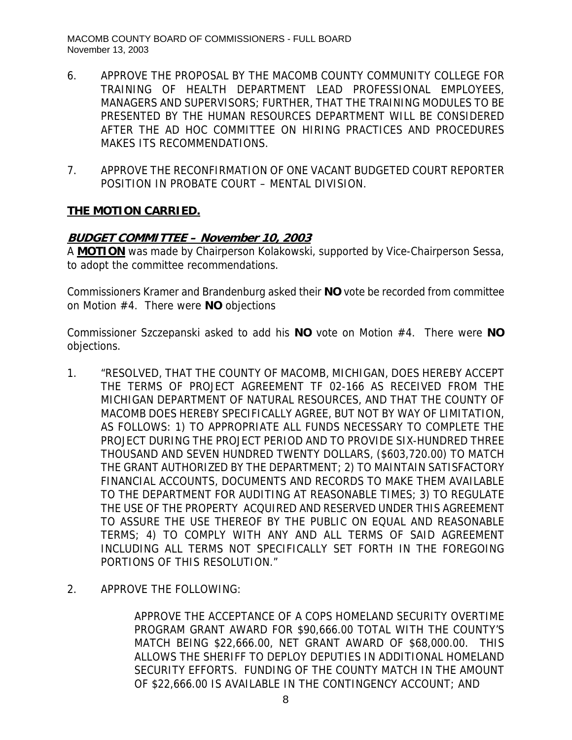6. APPROVE THE PROPOSAL BY THE MACOMB COUNTY COMMUNITY COLLEGE FOR TRAINING OF HEALTH DEPARTMENT LEAD PROFESSIONAL EMPLOYEES, MANAGERS AND SUPERVISORS; FURTHER, THAT THE TRAINING MODULES TO BE PRESENTED BY THE HUMAN RESOURCES DEPARTMENT WILL BE CONSIDERED AFTER THE AD HOC COMMITTEE ON HIRING PRACTICES AND PROCEDURES MAKES ITS RECOMMENDATIONS.

7. APPROVE THE RECONFIRMATION OF ONE VACANT BUDGETED COURT REPORTER POSITION IN PROBATE COURT – MENTAL DIVISION.

**THE MOTION CARRIED.**

***BUDGET COMMITTEE – November 10, 2003***

A **MOTION** was made by Chairperson Kolakowski, supported by Vice-Chairperson Sessa, to adopt the committee recommendations.

Commissioners Kramer and Brandenburg asked their **NO** vote be recorded from committee on Motion #4. There were **NO** objections

Commissioner Szczepanski asked to add his **NO** vote on Motion #4. There were **NO** objections.

1. "RESOLVED, THAT THE COUNTY OF MACOMB, MICHIGAN, DOES HEREBY ACCEPT THE TERMS OF PROJECT AGREEMENT TF 02-166 AS RECEIVED FROM THE MICHIGAN DEPARTMENT OF NATURAL RESOURCES, AND THAT THE COUNTY OF MACOMB DOES HEREBY SPECIFICALLY AGREE, BUT NOT BY WAY OF LIMITATION, AS FOLLOWS: 1) TO APPROPRIATE ALL FUNDS NECESSARY TO COMPLETE THE PROJECT DURING THE PROJECT PERIOD AND TO PROVIDE SIX-HUNDRED THREE THOUSAND AND SEVEN HUNDRED TWENTY DOLLARS, ($603,720.00) TO MATCH THE GRANT AUTHORIZED BY THE DEPARTMENT; 2) TO MAINTAIN SATISFACTORY FINANCIAL ACCOUNTS, DOCUMENTS AND RECORDS TO MAKE THEM AVAILABLE TO THE DEPARTMENT FOR AUDITING AT REASONABLE TIMES; 3) TO REGULATE THE USE OF THE PROPERTY ACQUIRED AND RESERVED UNDER THIS AGREEMENT TO ASSURE THE USE THEREOF BY THE PUBLIC ON EQUAL AND REASONABLE TERMS; 4) TO COMPLY WITH ANY AND ALL TERMS OF SAID AGREEMENT INCLUDING ALL TERMS NOT SPECIFICALLY SET FORTH IN THE FOREGOING PORTIONS OF THIS RESOLUTION."

2. APPROVE THE FOLLOWING:

   APPROVE THE ACCEPTANCE OF A COPS HOMELAND SECURITY OVERTIME PROGRAM GRANT AWARD FOR $90,666.00 TOTAL WITH THE COUNTY'S MATCH BEING $22,666.00, NET GRANT AWARD OF $68,000.00. THIS ALLOWS THE SHERIFF TO DEPLOY DEPUTIES IN ADDITIONAL HOMELAND SECURITY EFFORTS. FUNDING OF THE COUNTY MATCH IN THE AMOUNT OF $22,666.00 IS AVAILABLE IN THE CONTINGENCY ACCOUNT; AND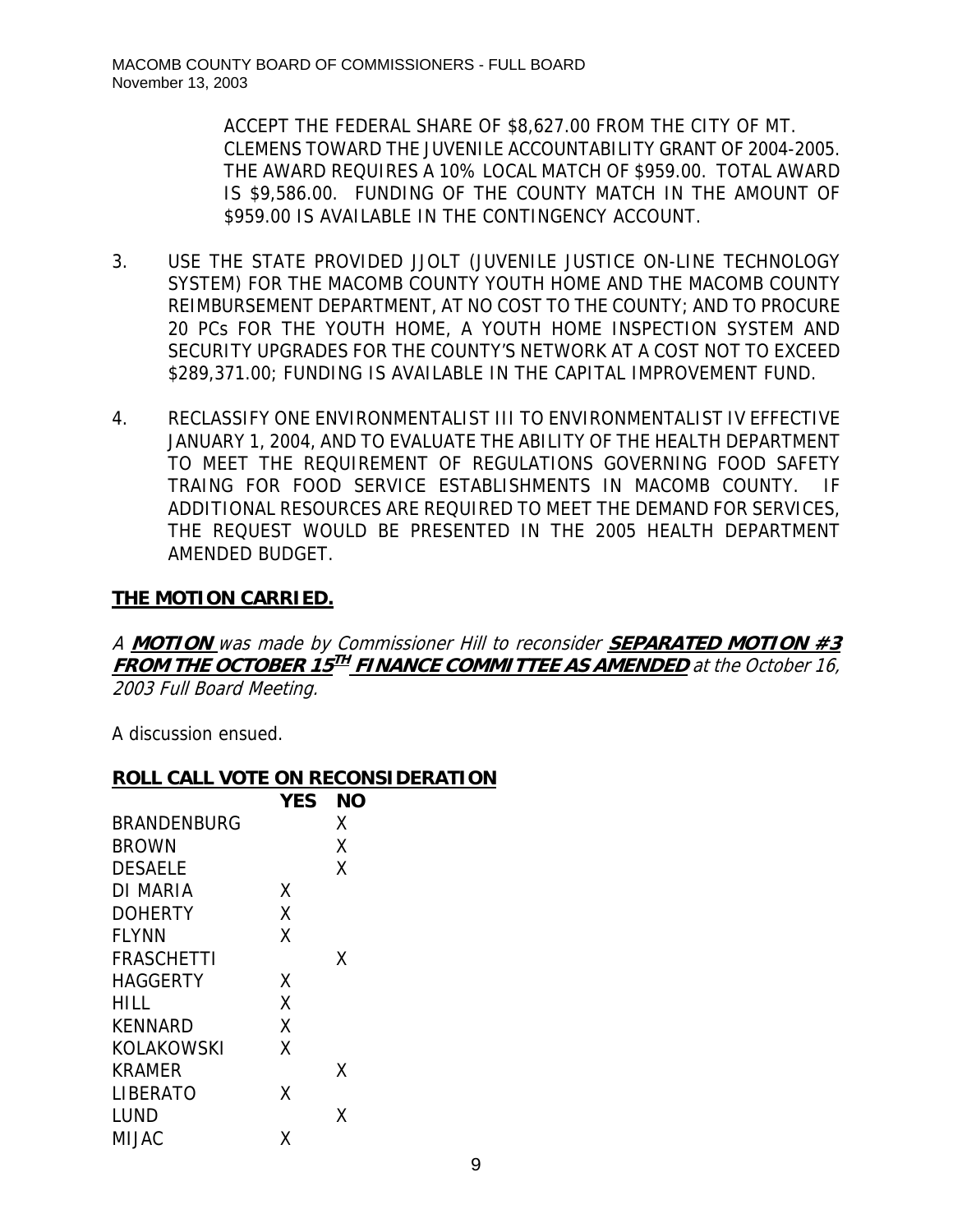ACCEPT THE FEDERAL SHARE OF $8,627.00 FROM THE CITY OF MT. CLEMENS TOWARD THE JUVENILE ACCOUNTABILITY GRANT OF 2004-2005. THE AWARD REQUIRES A 10% LOCAL MATCH OF $959.00. TOTAL AWARD IS $9,586.00. FUNDING OF THE COUNTY MATCH IN THE AMOUNT OF $959.00 IS AVAILABLE IN THE CONTINGENCY ACCOUNT.

3. USE THE STATE PROVIDED JJOLT (JUVENILE JUSTICE ON-LINE TECHNOLOGY SYSTEM) FOR THE MACOMB COUNTY YOUTH HOME AND THE MACOMB COUNTY REIMBURSEMENT DEPARTMENT, AT NO COST TO THE COUNTY; AND TO PROCURE 20 PCs FOR THE YOUTH HOME, A YOUTH HOME INSPECTION SYSTEM AND SECURITY UPGRADES FOR THE COUNTY'S NETWORK AT A COST NOT TO EXCEED $289,371.00; FUNDING IS AVAILABLE IN THE CAPITAL IMPROVEMENT FUND.

4. RECLASSIFY ONE ENVIRONMENTALIST III TO ENVIRONMENTALIST IV EFFECTIVE JANUARY 1, 2004, AND TO EVALUATE THE ABILITY OF THE HEALTH DEPARTMENT TO MEET THE REQUIREMENT OF REGULATIONS GOVERNING FOOD SAFETY TRAING FOR FOOD SERVICE ESTABLISHMENTS IN MACOMB COUNTY. IF ADDITIONAL RESOURCES ARE REQUIRED TO MEET THE DEMAND FOR SERVICES, THE REQUEST WOULD BE PRESENTED IN THE 2005 HEALTH DEPARTMENT AMENDED BUDGET.

**THE MOTION CARRIED.**

*A **MOTION** was made by Commissioner Hill to reconsider **SEPARATED MOTION #3 FROM THE OCTOBER 15TH FINANCE COMMITTEE AS AMENDED** at the October 16, 2003 Full Board Meeting.*

A discussion ensued.

**ROLL CALL VOTE ON RECONSIDERATION**

| | YES | NO |
|---|---|---|
| BRANDENBURG | | X |
| BROWN | | X |
| DESAELE | | X |
| DI MARIA | X | |
| DOHERTY | X | |
| FLYNN | X | |
| FRASCHETTI | | X |
| HAGGERTY | X | |
| HILL | X | |
| KENNARD | X | |
| KOLAKOWSKI | X | |
| KRAMER | | X |
| LIBERATO | X | |
| LUND | | X |
| MIJAC | X | |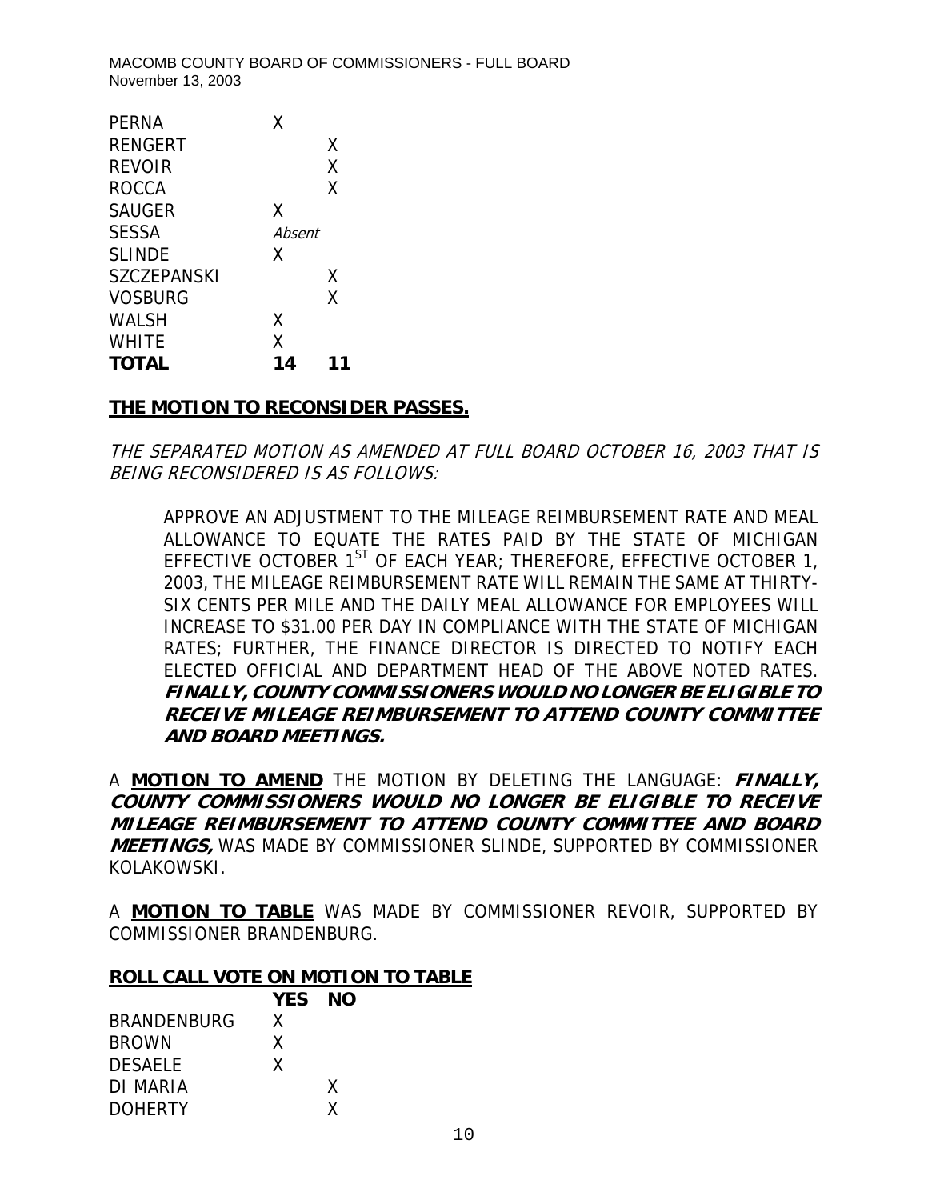| | | |
|---|---|---|
| PERNA | X | |
| RENGERT | | X |
| REVOIR | | X |
| ROCCA | | X |
| SAUGER | X | |
| SESSA | *Absent* | |
| SLINDE | X | |
| SZCZEPANSKI | | X |
| VOSBURG | | X |
| WALSH | X | |
| WHITE | X | |
| **TOTAL** | **14** | **11** |

**THE MOTION TO RECONSIDER PASSES.**

*THE SEPARATED MOTION AS AMENDED AT FULL BOARD OCTOBER 16, 2003 THAT IS BEING RECONSIDERED IS AS FOLLOWS:*

> APPROVE AN ADJUSTMENT TO THE MILEAGE REIMBURSEMENT RATE AND MEAL ALLOWANCE TO EQUATE THE RATES PAID BY THE STATE OF MICHIGAN EFFECTIVE OCTOBER 1ST OF EACH YEAR; THEREFORE, EFFECTIVE OCTOBER 1, 2003, THE MILEAGE REIMBURSEMENT RATE WILL REMAIN THE SAME AT THIRTY-SIX CENTS PER MILE AND THE DAILY MEAL ALLOWANCE FOR EMPLOYEES WILL INCREASE TO $31.00 PER DAY IN COMPLIANCE WITH THE STATE OF MICHIGAN RATES; FURTHER, THE FINANCE DIRECTOR IS DIRECTED TO NOTIFY EACH ELECTED OFFICIAL AND DEPARTMENT HEAD OF THE ABOVE NOTED RATES. ***FINALLY, COUNTY COMMISSIONERS WOULD NO LONGER BE ELIGIBLE TO RECEIVE MILEAGE REIMBURSEMENT TO ATTEND COUNTY COMMITTEE AND BOARD MEETINGS.***

A **MOTION TO AMEND** THE MOTION BY DELETING THE LANGUAGE: ***FINALLY, COUNTY COMMISSIONERS WOULD NO LONGER BE ELIGIBLE TO RECEIVE MILEAGE REIMBURSEMENT TO ATTEND COUNTY COMMITTEE AND BOARD MEETINGS,*** WAS MADE BY COMMISSIONER SLINDE, SUPPORTED BY COMMISSIONER KOLAKOWSKI.

A **MOTION TO TABLE** WAS MADE BY COMMISSIONER REVOIR, SUPPORTED BY COMMISSIONER BRANDENBURG.

**ROLL CALL VOTE ON MOTION TO TABLE**

| | YES | NO |
|---|---|---|
| BRANDENBURG | X | |
| BROWN | X | |
| DESAELE | X | |
| DI MARIA | | X |
| DOHERTY | | X |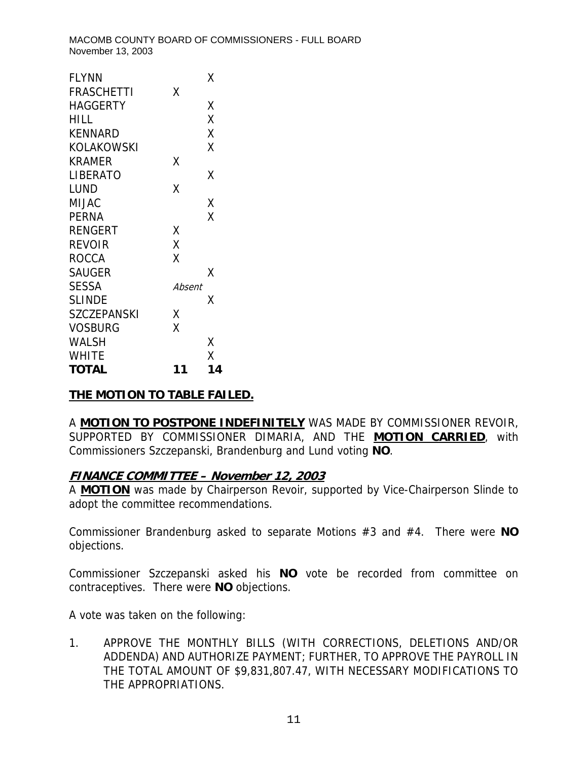| | | |
|---|---|---|
| FLYNN | | X |
| FRASCHETTI | X | |
| HAGGERTY | | X |
| HILL | | X |
| KENNARD | | X |
| KOLAKOWSKI | | X |
| KRAMER | X | |
| LIBERATO | | X |
| LUND | X | |
| MIJAC | | X |
| PERNA | | X |
| RENGERT | X | |
| REVOIR | X | |
| ROCCA | X | |
| SAUGER | | X |
| SESSA | *Absent* | |
| SLINDE | | X |
| SZCZEPANSKI | X | |
| VOSBURG | X | |
| WALSH | | X |
| WHITE | | X |
| **TOTAL** | **11** | **14** |

**THE MOTION TO TABLE FAILED.**

A **MOTION TO POSTPONE INDEFINITELY** WAS MADE BY COMMISSIONER REVOIR, SUPPORTED BY COMMISSIONER DIMARIA, AND THE **MOTION CARRIED**, with Commissioners Szczepanski, Brandenburg and Lund voting **NO**.

## *FINANCE COMMITTEE – November 12, 2003*

A **MOTION** was made by Chairperson Revoir, supported by Vice-Chairperson Slinde to adopt the committee recommendations.

Commissioner Brandenburg asked to separate Motions #3 and #4. There were **NO** objections.

Commissioner Szczepanski asked his **NO** vote be recorded from committee on contraceptives. There were **NO** objections.

A vote was taken on the following:

1. APPROVE THE MONTHLY BILLS (WITH CORRECTIONS, DELETIONS AND/OR ADDENDA) AND AUTHORIZE PAYMENT; FURTHER, TO APPROVE THE PAYROLL IN THE TOTAL AMOUNT OF $9,831,807.47, WITH NECESSARY MODIFICATIONS TO THE APPROPRIATIONS.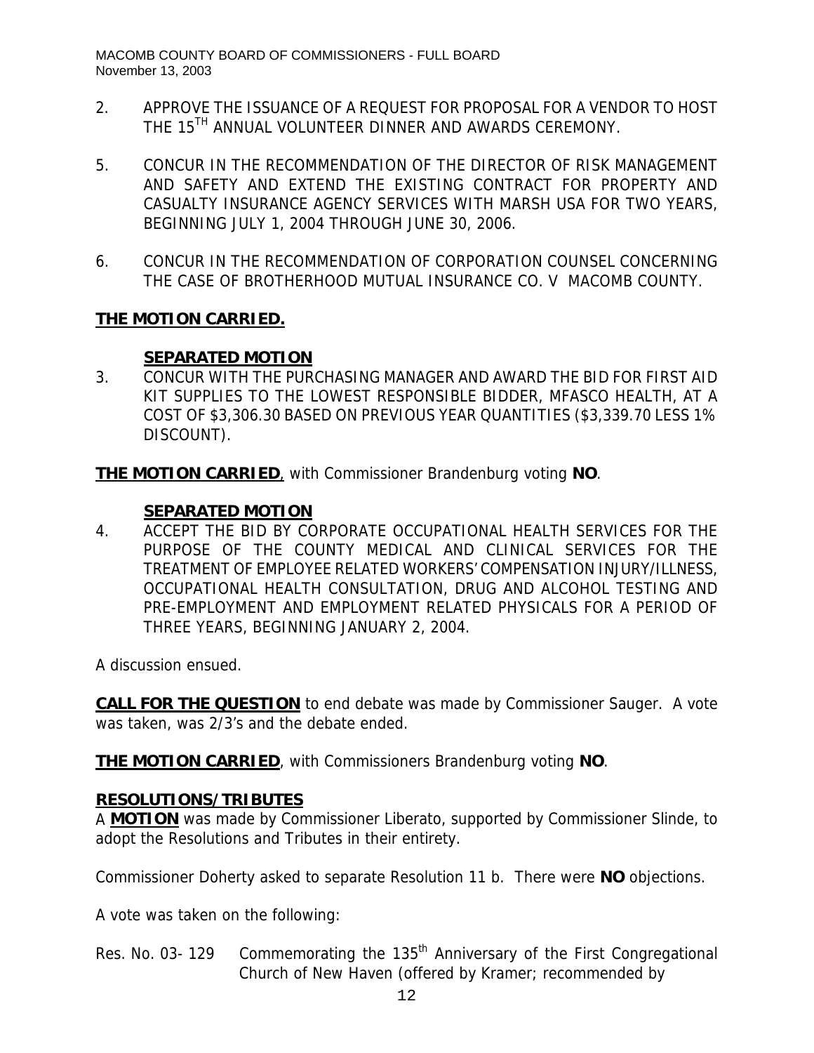2. APPROVE THE ISSUANCE OF A REQUEST FOR PROPOSAL FOR A VENDOR TO HOST THE 15TH ANNUAL VOLUNTEER DINNER AND AWARDS CEREMONY.

5. CONCUR IN THE RECOMMENDATION OF THE DIRECTOR OF RISK MANAGEMENT AND SAFETY AND EXTEND THE EXISTING CONTRACT FOR PROPERTY AND CASUALTY INSURANCE AGENCY SERVICES WITH MARSH USA FOR TWO YEARS, BEGINNING JULY 1, 2004 THROUGH JUNE 30, 2006.

6. CONCUR IN THE RECOMMENDATION OF CORPORATION COUNSEL CONCERNING THE CASE OF BROTHERHOOD MUTUAL INSURANCE CO. V MACOMB COUNTY.

**THE MOTION CARRIED.**

**SEPARATED MOTION**

3. CONCUR WITH THE PURCHASING MANAGER AND AWARD THE BID FOR FIRST AID KIT SUPPLIES TO THE LOWEST RESPONSIBLE BIDDER, MFASCO HEALTH, AT A COST OF $3,306.30 BASED ON PREVIOUS YEAR QUANTITIES ($3,339.70 LESS 1% DISCOUNT).

**THE MOTION CARRIED**, with Commissioner Brandenburg voting **NO**.

**SEPARATED MOTION**

4. ACCEPT THE BID BY CORPORATE OCCUPATIONAL HEALTH SERVICES FOR THE PURPOSE OF THE COUNTY MEDICAL AND CLINICAL SERVICES FOR THE TREATMENT OF EMPLOYEE RELATED WORKERS' COMPENSATION INJURY/ILLNESS, OCCUPATIONAL HEALTH CONSULTATION, DRUG AND ALCOHOL TESTING AND PRE-EMPLOYMENT AND EMPLOYMENT RELATED PHYSICALS FOR A PERIOD OF THREE YEARS, BEGINNING JANUARY 2, 2004.

A discussion ensued.

**CALL FOR THE QUESTION** to end debate was made by Commissioner Sauger. A vote was taken, was 2/3's and the debate ended.

**THE MOTION CARRIED**, with Commissioners Brandenburg voting **NO**.

**RESOLUTIONS/TRIBUTES**

A **MOTION** was made by Commissioner Liberato, supported by Commissioner Slinde, to adopt the Resolutions and Tributes in their entirety.

Commissioner Doherty asked to separate Resolution 11 b. There were **NO** objections.

A vote was taken on the following:

Res. No. 03- 129 Commemorating the 135th Anniversary of the First Congregational Church of New Haven (offered by Kramer; recommended by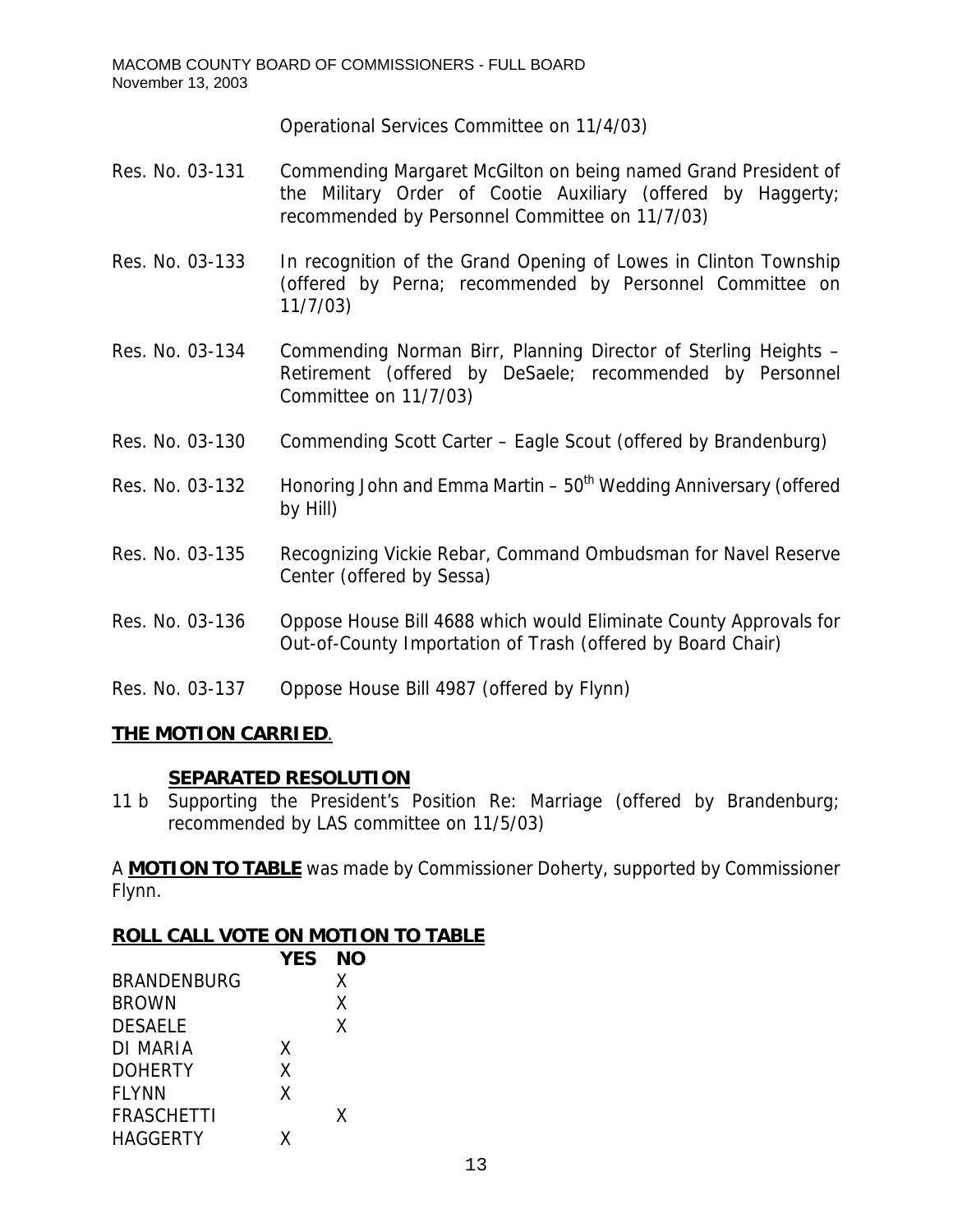Operational Services Committee on 11/4/03)

Res. No. 03-131 Commending Margaret McGilton on being named Grand President of the Military Order of Cootie Auxiliary (offered by Haggerty; recommended by Personnel Committee on 11/7/03)

Res. No. 03-133 In recognition of the Grand Opening of Lowes in Clinton Township (offered by Perna; recommended by Personnel Committee on 11/7/03)

Res. No. 03-134 Commending Norman Birr, Planning Director of Sterling Heights – Retirement (offered by DeSaele; recommended by Personnel Committee on 11/7/03)

Res. No. 03-130 Commending Scott Carter – Eagle Scout (offered by Brandenburg)

Res. No. 03-132 Honoring John and Emma Martin – 50th Wedding Anniversary (offered by Hill)

Res. No. 03-135 Recognizing Vickie Rebar, Command Ombudsman for Navel Reserve Center (offered by Sessa)

Res. No. 03-136 Oppose House Bill 4688 which would Eliminate County Approvals for Out-of-County Importation of Trash (offered by Board Chair)

Res. No. 03-137 Oppose House Bill 4987 (offered by Flynn)

**THE MOTION CARRIED**.

**SEPARATED RESOLUTION**

11 b Supporting the President's Position Re: Marriage (offered by Brandenburg; recommended by LAS committee on 11/5/03)

A **MOTION TO TABLE** was made by Commissioner Doherty, supported by Commissioner Flynn.

**ROLL CALL VOTE ON MOTION TO TABLE**

| | YES | NO |
|---|---|---|
| BRANDENBURG | | X |
| BROWN | | X |
| DESAELE | | X |
| DI MARIA | X | |
| DOHERTY | X | |
| FLYNN | X | |
| FRASCHETTI | | X |
| HAGGERTY | X | |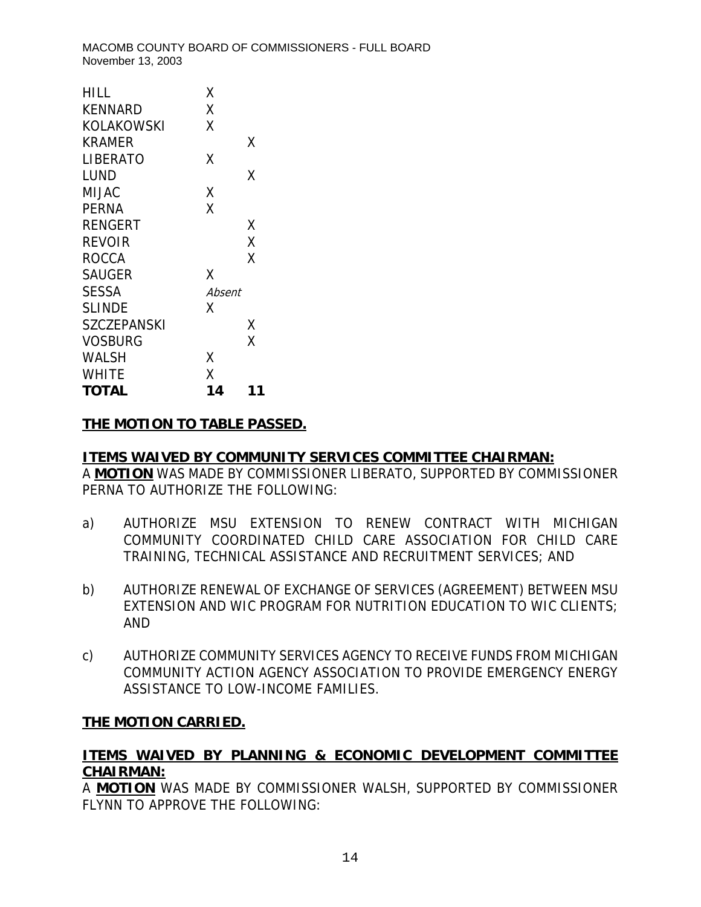| | | |
|---|---|---|
| HILL | X | |
| KENNARD | X | |
| KOLAKOWSKI | X | |
| KRAMER | | X |
| LIBERATO | X | |
| LUND | | X |
| MIJAC | X | |
| PERNA | X | |
| RENGERT | | X |
| REVOIR | | X |
| ROCCA | | X |
| SAUGER | X | |
| SESSA | *Absent* | |
| SLINDE | X | |
| SZCZEPANSKI | | X |
| VOSBURG | | X |
| WALSH | X | |
| WHITE | X | |
| **TOTAL** | **14** | **11** |

**THE MOTION TO TABLE PASSED.**

**ITEMS WAIVED BY COMMUNITY SERVICES COMMITTEE CHAIRMAN:**

A **MOTION** WAS MADE BY COMMISSIONER LIBERATO, SUPPORTED BY COMMISSIONER PERNA TO AUTHORIZE THE FOLLOWING:

a) AUTHORIZE MSU EXTENSION TO RENEW CONTRACT WITH MICHIGAN COMMUNITY COORDINATED CHILD CARE ASSOCIATION FOR CHILD CARE TRAINING, TECHNICAL ASSISTANCE AND RECRUITMENT SERVICES; AND

b) AUTHORIZE RENEWAL OF EXCHANGE OF SERVICES (AGREEMENT) BETWEEN MSU EXTENSION AND WIC PROGRAM FOR NUTRITION EDUCATION TO WIC CLIENTS; AND

c) AUTHORIZE COMMUNITY SERVICES AGENCY TO RECEIVE FUNDS FROM MICHIGAN COMMUNITY ACTION AGENCY ASSOCIATION TO PROVIDE EMERGENCY ENERGY ASSISTANCE TO LOW-INCOME FAMILIES.

**THE MOTION CARRIED.**

**ITEMS WAIVED BY PLANNING & ECONOMIC DEVELOPMENT COMMITTEE CHAIRMAN:**

A **MOTION** WAS MADE BY COMMISSIONER WALSH, SUPPORTED BY COMMISSIONER FLYNN TO APPROVE THE FOLLOWING: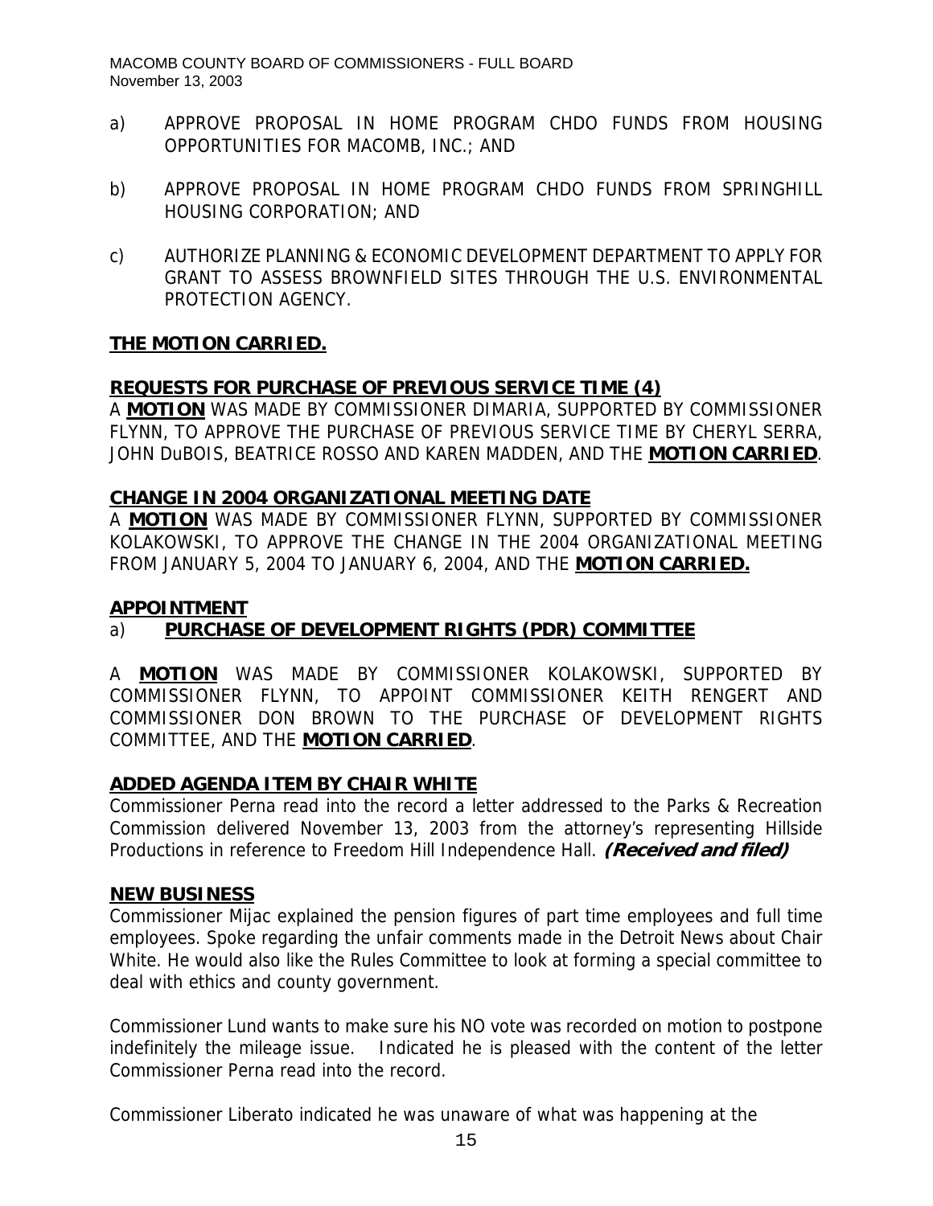a) APPROVE PROPOSAL IN HOME PROGRAM CHDO FUNDS FROM HOUSING OPPORTUNITIES FOR MACOMB, INC.; AND

b) APPROVE PROPOSAL IN HOME PROGRAM CHDO FUNDS FROM SPRINGHILL HOUSING CORPORATION; AND

c) AUTHORIZE PLANNING & ECONOMIC DEVELOPMENT DEPARTMENT TO APPLY FOR GRANT TO ASSESS BROWNFIELD SITES THROUGH THE U.S. ENVIRONMENTAL PROTECTION AGENCY.

**THE MOTION CARRIED.**

**REQUESTS FOR PURCHASE OF PREVIOUS SERVICE TIME (4)**

A **MOTION** WAS MADE BY COMMISSIONER DIMARIA, SUPPORTED BY COMMISSIONER FLYNN, TO APPROVE THE PURCHASE OF PREVIOUS SERVICE TIME BY CHERYL SERRA, JOHN DuBOIS, BEATRICE ROSSO AND KAREN MADDEN, AND THE **MOTION CARRIED**.

**CHANGE IN 2004 ORGANIZATIONAL MEETING DATE**

A **MOTION** WAS MADE BY COMMISSIONER FLYNN, SUPPORTED BY COMMISSIONER KOLAKOWSKI, TO APPROVE THE CHANGE IN THE 2004 ORGANIZATIONAL MEETING FROM JANUARY 5, 2004 TO JANUARY 6, 2004, AND THE **MOTION CARRIED.**

**APPOINTMENT**

a) **PURCHASE OF DEVELOPMENT RIGHTS (PDR) COMMITTEE**

A **MOTION** WAS MADE BY COMMISSIONER KOLAKOWSKI, SUPPORTED BY COMMISSIONER FLYNN, TO APPOINT COMMISSIONER KEITH RENGERT AND COMMISSIONER DON BROWN TO THE PURCHASE OF DEVELOPMENT RIGHTS COMMITTEE, AND THE **MOTION CARRIED**.

**ADDED AGENDA ITEM BY CHAIR WHITE**

Commissioner Perna read into the record a letter addressed to the Parks & Recreation Commission delivered November 13, 2003 from the attorney's representing Hillside Productions in reference to Freedom Hill Independence Hall. ***(Received and filed)***

**NEW BUSINESS**

Commissioner Mijac explained the pension figures of part time employees and full time employees. Spoke regarding the unfair comments made in the Detroit News about Chair White. He would also like the Rules Committee to look at forming a special committee to deal with ethics and county government.

Commissioner Lund wants to make sure his NO vote was recorded on motion to postpone indefinitely the mileage issue. Indicated he is pleased with the content of the letter Commissioner Perna read into the record.

Commissioner Liberato indicated he was unaware of what was happening at the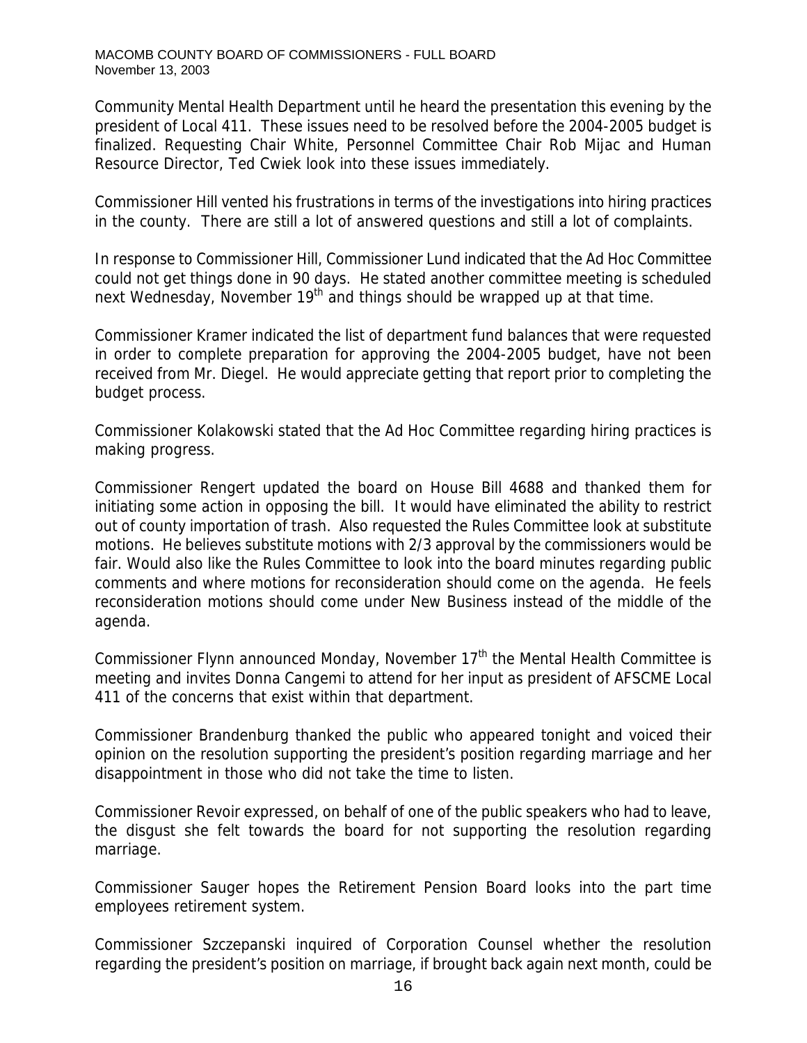Community Mental Health Department until he heard the presentation this evening by the president of Local 411. These issues need to be resolved before the 2004-2005 budget is finalized. Requesting Chair White, Personnel Committee Chair Rob Mijac and Human Resource Director, Ted Cwiek look into these issues immediately.

Commissioner Hill vented his frustrations in terms of the investigations into hiring practices in the county. There are still a lot of answered questions and still a lot of complaints.

In response to Commissioner Hill, Commissioner Lund indicated that the Ad Hoc Committee could not get things done in 90 days. He stated another committee meeting is scheduled next Wednesday, November 19th and things should be wrapped up at that time.

Commissioner Kramer indicated the list of department fund balances that were requested in order to complete preparation for approving the 2004-2005 budget, have not been received from Mr. Diegel. He would appreciate getting that report prior to completing the budget process.

Commissioner Kolakowski stated that the Ad Hoc Committee regarding hiring practices is making progress.

Commissioner Rengert updated the board on House Bill 4688 and thanked them for initiating some action in opposing the bill. It would have eliminated the ability to restrict out of county importation of trash. Also requested the Rules Committee look at substitute motions. He believes substitute motions with 2/3 approval by the commissioners would be fair. Would also like the Rules Committee to look into the board minutes regarding public comments and where motions for reconsideration should come on the agenda. He feels reconsideration motions should come under New Business instead of the middle of the agenda.

Commissioner Flynn announced Monday, November 17th the Mental Health Committee is meeting and invites Donna Cangemi to attend for her input as president of AFSCME Local 411 of the concerns that exist within that department.

Commissioner Brandenburg thanked the public who appeared tonight and voiced their opinion on the resolution supporting the president's position regarding marriage and her disappointment in those who did not take the time to listen.

Commissioner Revoir expressed, on behalf of one of the public speakers who had to leave, the disgust she felt towards the board for not supporting the resolution regarding marriage.

Commissioner Sauger hopes the Retirement Pension Board looks into the part time employees retirement system.

Commissioner Szczepanski inquired of Corporation Counsel whether the resolution regarding the president's position on marriage, if brought back again next month, could be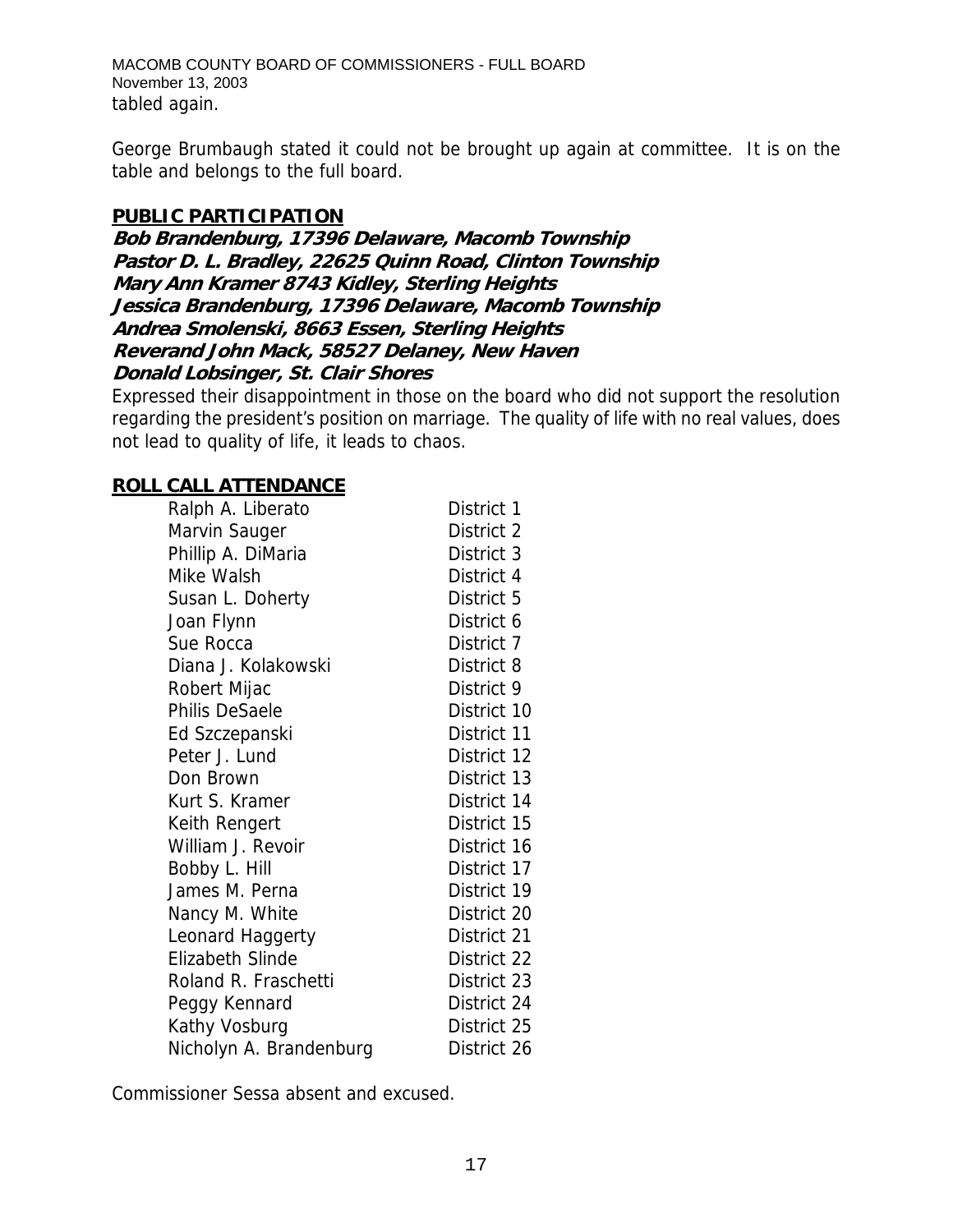tabled again.

George Brumbaugh stated it could not be brought up again at committee. It is on the table and belongs to the full board.

**PUBLIC PARTICIPATION**

***Bob Brandenburg, 17396 Delaware, Macomb Township***
***Pastor D. L. Bradley, 22625 Quinn Road, Clinton Township***
***Mary Ann Kramer 8743 Kidley, Sterling Heights***
***Jessica Brandenburg, 17396 Delaware, Macomb Township***
***Andrea Smolenski, 8663 Essen, Sterling Heights***
***Reverand John Mack, 58527 Delaney, New Haven***
***Donald Lobsinger, St. Clair Shores***

Expressed their disappointment in those on the board who did not support the resolution regarding the president's position on marriage. The quality of life with no real values, does not lead to quality of life, it leads to chaos.

**ROLL CALL ATTENDANCE**

| | |
|---|---|
| Ralph A. Liberato | District 1 |
| Marvin Sauger | District 2 |
| Phillip A. DiMaria | District 3 |
| Mike Walsh | District 4 |
| Susan L. Doherty | District 5 |
| Joan Flynn | District 6 |
| Sue Rocca | District 7 |
| Diana J. Kolakowski | District 8 |
| Robert Mijac | District 9 |
| Philis DeSaele | District 10 |
| Ed Szczepanski | District 11 |
| Peter J. Lund | District 12 |
| Don Brown | District 13 |
| Kurt S. Kramer | District 14 |
| Keith Rengert | District 15 |
| William J. Revoir | District 16 |
| Bobby L. Hill | District 17 |
| James M. Perna | District 19 |
| Nancy M. White | District 20 |
| Leonard Haggerty | District 21 |
| Elizabeth Slinde | District 22 |
| Roland R. Fraschetti | District 23 |
| Peggy Kennard | District 24 |
| Kathy Vosburg | District 25 |
| Nicholyn A. Brandenburg | District 26 |

Commissioner Sessa absent and excused.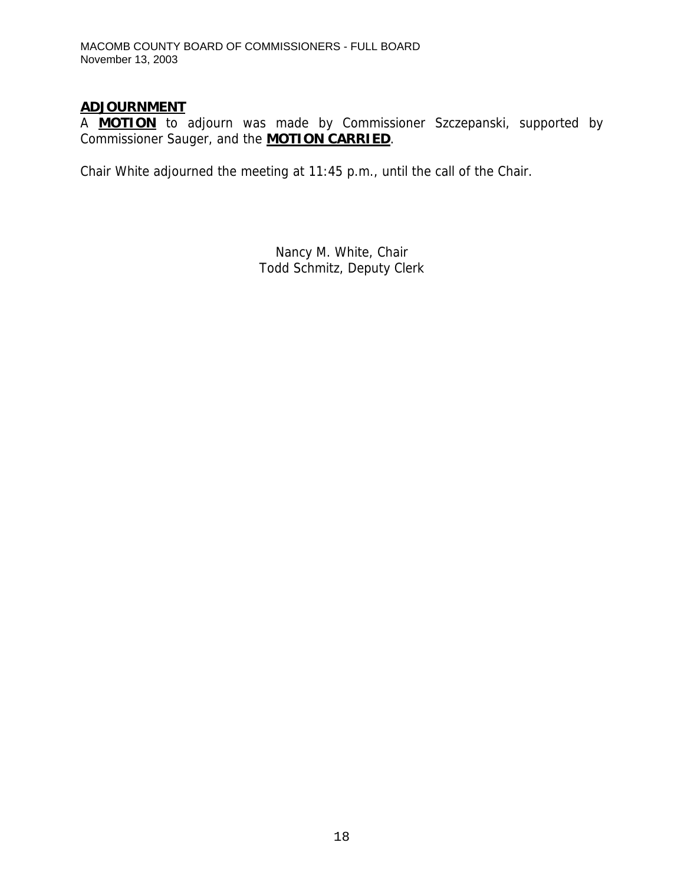## ADJOURNMENT

A **MOTION** to adjourn was made by Commissioner Szczepanski, supported by Commissioner Sauger, and the **MOTION CARRIED**.

Chair White adjourned the meeting at 11:45 p.m., until the call of the Chair.

Nancy M. White, Chair
Todd Schmitz, Deputy Clerk